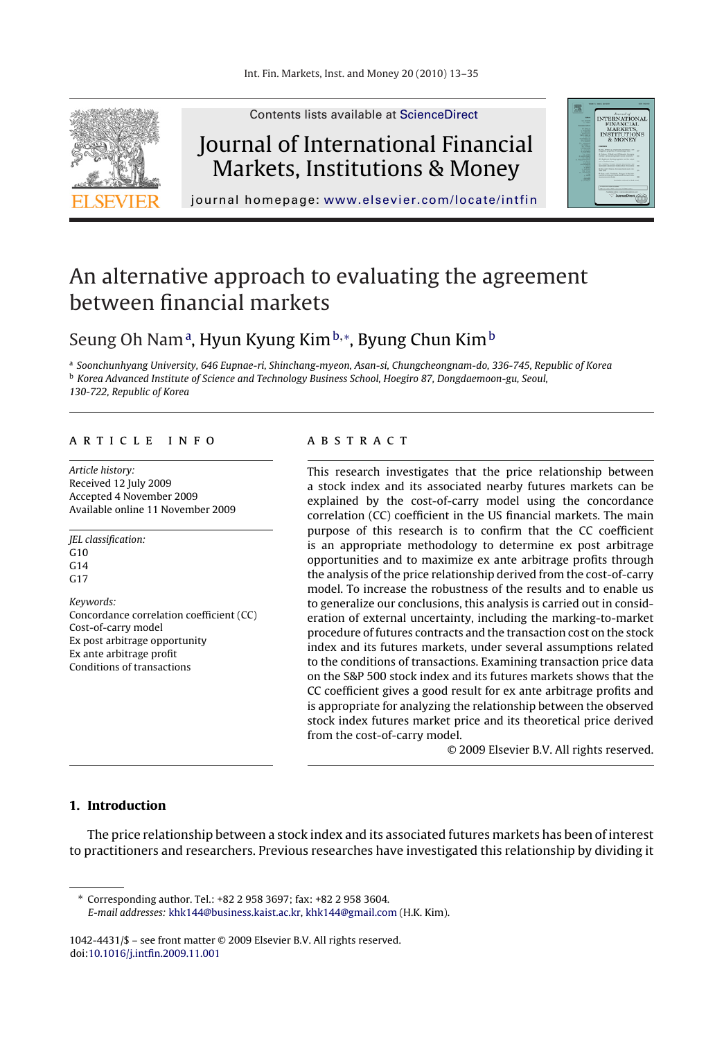Contents lists available at ScienceDirect

# Journal of International Financial Markets, Institutions & Money

journal homepage: www.elsevier.com/locate/intfin

# An alternative approach to evaluating the agreement between financial markets

Seung Oh Nam[a], Hyun Kyung Kim[b,*], Byung Chun Kim[b]

[a] *Soonchunhyang University, 646 Eupnae-ri, Shinchang-myeon, Asan-si, Chungcheongnam-do, 336-745, Republic of Korea*
[b] *Korea Advanced Institute of Science and Technology Business School, Hoegiro 87, Dongdaemoon-gu, Seoul, 130-722, Republic of Korea*

## ARTICLE INFO

*Article history:*
Received 12 July 2009
Accepted 4 November 2009
Available online 11 November 2009

*JEL classification:*
G10
G14
G17

*Keywords:*
Concordance correlation coefficient (CC)
Cost-of-carry model
Ex post arbitrage opportunity
Ex ante arbitrage profit
Conditions of transactions

## ABSTRACT

This research investigates that the price relationship between a stock index and its associated nearby futures markets can be explained by the cost-of-carry model using the concordance correlation (CC) coefficient in the US financial markets. The main purpose of this research is to confirm that the CC coefficient is an appropriate methodology to determine ex post arbitrage opportunities and to maximize ex ante arbitrage profits through the analysis of the price relationship derived from the cost-of-carry model. To increase the robustness of the results and to enable us to generalize our conclusions, this analysis is carried out in consideration of external uncertainty, including the marking-to-market procedure of futures contracts and the transaction cost on the stock index and its futures markets, under several assumptions related to the conditions of transactions. Examining transaction price data on the S&P 500 stock index and its futures markets shows that the CC coefficient gives a good result for ex ante arbitrage profits and is appropriate for analyzing the relationship between the observed stock index futures market price and its theoretical price derived from the cost-of-carry model.

© 2009 Elsevier B.V. All rights reserved.

## 1. Introduction

The price relationship between a stock index and its associated futures markets has been of interest to practitioners and researchers. Previous researches have investigated this relationship by dividing it

---

\* Corresponding author. Tel.: +82 2 958 3697; fax: +82 2 958 3604.
*E-mail addresses:* khk144@business.kaist.ac.kr, khk144@gmail.com (H.K. Kim).

1042-4431/$ – see front matter © 2009 Elsevier B.V. All rights reserved.
doi:10.1016/j.intfin.2009.11.001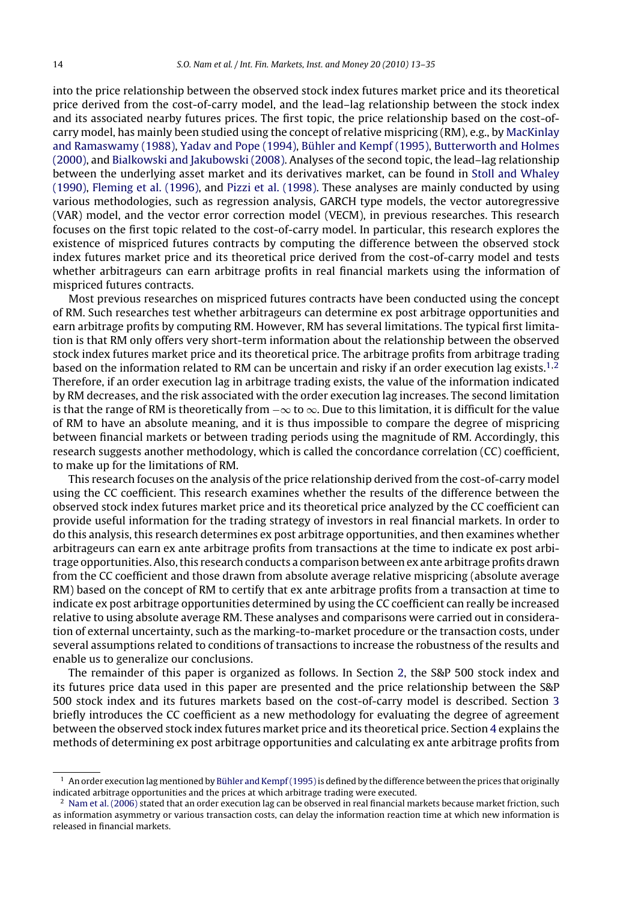into the price relationship between the observed stock index futures market price and its theoretical price derived from the cost-of-carry model, and the lead–lag relationship between the stock index and its associated nearby futures prices. The first topic, the price relationship based on the cost-of-carry model, has mainly been studied using the concept of relative mispricing (RM), e.g., by MacKinlay and Ramaswamy (1988), Yadav and Pope (1994), Bühler and Kempf (1995), Butterworth and Holmes (2000), and Bialkowski and Jakubowski (2008). Analyses of the second topic, the lead–lag relationship between the underlying asset market and its derivatives market, can be found in Stoll and Whaley (1990), Fleming et al. (1996), and Pizzi et al. (1998). These analyses are mainly conducted by using various methodologies, such as regression analysis, GARCH type models, the vector autoregressive (VAR) model, and the vector error correction model (VECM), in previous researches. This research focuses on the first topic related to the cost-of-carry model. In particular, this research explores the existence of mispriced futures contracts by computing the difference between the observed stock index futures market price and its theoretical price derived from the cost-of-carry model and tests whether arbitrageurs can earn arbitrage profits in real financial markets using the information of mispriced futures contracts.

Most previous researches on mispriced futures contracts have been conducted using the concept of RM. Such researches test whether arbitrageurs can determine ex post arbitrage opportunities and earn arbitrage profits by computing RM. However, RM has several limitations. The typical first limitation is that RM only offers very short-term information about the relationship between the observed stock index futures market price and its theoretical price. The arbitrage profits from arbitrage trading based on the information related to RM can be uncertain and risky if an order execution lag exists.[1,2] Therefore, if an order execution lag in arbitrage trading exists, the value of the information indicated by RM decreases, and the risk associated with the order execution lag increases. The second limitation is that the range of RM is theoretically from $-\infty$ to $\infty$. Due to this limitation, it is difficult for the value of RM to have an absolute meaning, and it is thus impossible to compare the degree of mispricing between financial markets or between trading periods using the magnitude of RM. Accordingly, this research suggests another methodology, which is called the concordance correlation (CC) coefficient, to make up for the limitations of RM.

This research focuses on the analysis of the price relationship derived from the cost-of-carry model using the CC coefficient. This research examines whether the results of the difference between the observed stock index futures market price and its theoretical price analyzed by the CC coefficient can provide useful information for the trading strategy of investors in real financial markets. In order to do this analysis, this research determines ex post arbitrage opportunities, and then examines whether arbitrageurs can earn ex ante arbitrage profits from transactions at the time to indicate ex post arbitrage opportunities. Also, this research conducts a comparison between ex ante arbitrage profits drawn from the CC coefficient and those drawn from absolute average relative mispricing (absolute average RM) based on the concept of RM to certify that ex ante arbitrage profits from a transaction at time to indicate ex post arbitrage opportunities determined by using the CC coefficient can really be increased relative to using absolute average RM. These analyses and comparisons were carried out in consideration of external uncertainty, such as the marking-to-market procedure or the transaction costs, under several assumptions related to conditions of transactions to increase the robustness of the results and enable us to generalize our conclusions.

The remainder of this paper is organized as follows. In Section 2, the S&P 500 stock index and its futures price data used in this paper are presented and the price relationship between the S&P 500 stock index and its futures markets based on the cost-of-carry model is described. Section 3 briefly introduces the CC coefficient as a new methodology for evaluating the degree of agreement between the observed stock index futures market price and its theoretical price. Section 4 explains the methods of determining ex post arbitrage opportunities and calculating ex ante arbitrage profits from

---

[1] An order execution lag mentioned by Bühler and Kempf (1995) is defined by the difference between the prices that originally indicated arbitrage opportunities and the prices at which arbitrage trading were executed.

[2] Nam et al. (2006) stated that an order execution lag can be observed in real financial markets because market friction, such as information asymmetry or various transaction costs, can delay the information reaction time at which new information is released in financial markets.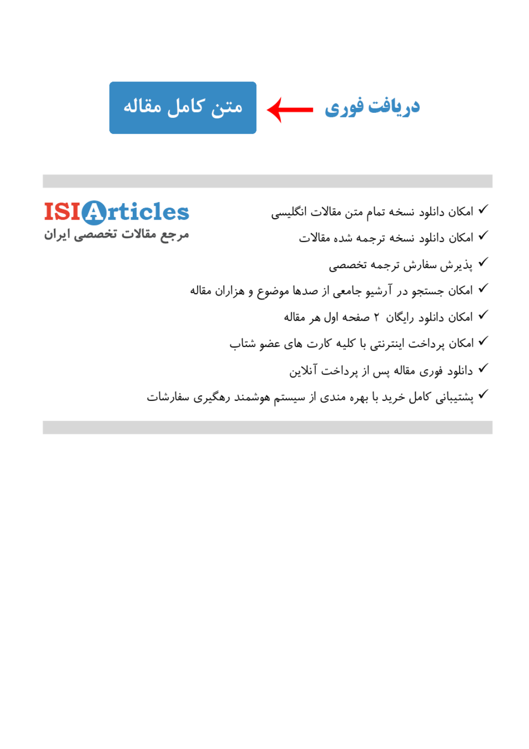دریافت فوری ← **متن کامل مقاله**

**ISIArticles**
مرجع مقالات تخصصی ایران

- ✓ امکان دانلود نسخه تمام متن مقالات انگلیسی
- ✓ امکان دانلود نسخه ترجمه شده مقالات
- ✓ پذیرش سفارش ترجمه تخصصی
- ✓ امکان جستجو در آرشیو جامعی از صدها موضوع و هزاران مقاله
- ✓ امکان دانلود رایگان ۲ صفحه اول هر مقاله
- ✓ امکان پرداخت اینترنتی با کلیه کارت های عضو شتاب
- ✓ دانلود فوری مقاله پس از پرداخت آنلاین
- ✓ پشتیبانی کامل خرید با بهره مندی از سیستم هوشمند رهگیری سفارشات